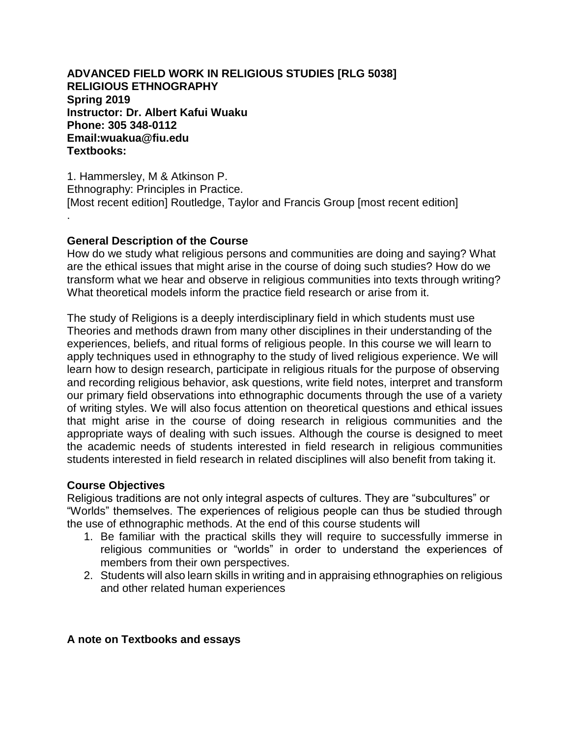**ADVANCED FIELD WORK IN RELIGIOUS STUDIES [RLG 5038]**
**RELIGIOUS ETHNOGRAPHY**
**Spring 2019**
**Instructor: Dr. Albert Kafui Wuaku**
**Phone: 305 348-0112**
**Email:wuakua@fiu.edu**
**Textbooks:**

1. Hammersley, M & Atkinson P.
Ethnography: Principles in Practice.
[Most recent edition] Routledge, Taylor and Francis Group [most recent edition]
.

## General Description of the Course

How do we study what religious persons and communities are doing and saying? What are the ethical issues that might arise in the course of doing such studies? How do we transform what we hear and observe in religious communities into texts through writing? What theoretical models inform the practice field research or arise from it.

The study of Religions is a deeply interdisciplinary field in which students must use Theories and methods drawn from many other disciplines in their understanding of the experiences, beliefs, and ritual forms of religious people. In this course we will learn to apply techniques used in ethnography to the study of lived religious experience. We will learn how to design research, participate in religious rituals for the purpose of observing and recording religious behavior, ask questions, write field notes, interpret and transform our primary field observations into ethnographic documents through the use of a variety of writing styles. We will also focus attention on theoretical questions and ethical issues that might arise in the course of doing research in religious communities and the appropriate ways of dealing with such issues. Although the course is designed to meet the academic needs of students interested in field research in religious communities students interested in field research in related disciplines will also benefit from taking it.

## Course Objectives

Religious traditions are not only integral aspects of cultures. They are "subcultures" or "Worlds" themselves. The experiences of religious people can thus be studied through the use of ethnographic methods. At the end of this course students will

1. Be familiar with the practical skills they will require to successfully immerse in religious communities or "worlds" in order to understand the experiences of members from their own perspectives.
2. Students will also learn skills in writing and in appraising ethnographies on religious and other related human experiences

## A note on Textbooks and essays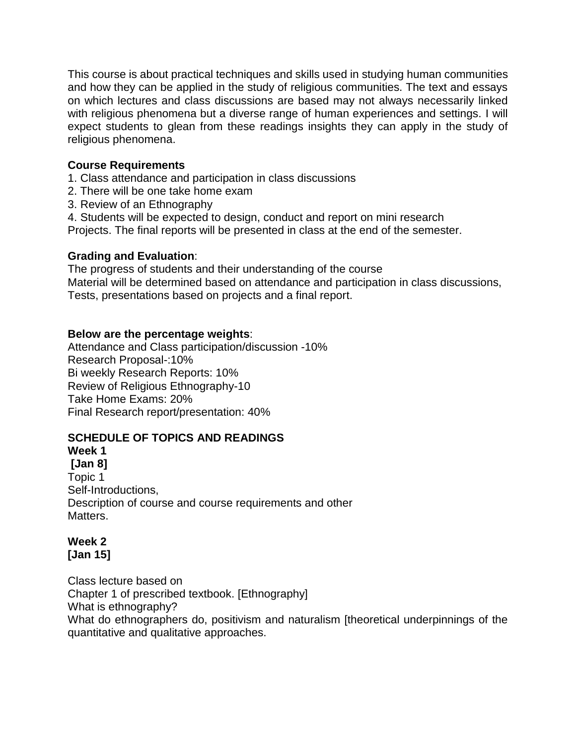This course is about practical techniques and skills used in studying human communities and how they can be applied in the study of religious communities. The text and essays on which lectures and class discussions are based may not always necessarily linked with religious phenomena but a diverse range of human experiences and settings. I will expect students to glean from these readings insights they can apply in the study of religious phenomena.

**Course Requirements**

1. Class attendance and participation in class discussions
2. There will be one take home exam
3. Review of an Ethnography
4. Students will be expected to design, conduct and report on mini research Projects. The final reports will be presented in class at the end of the semester.

**Grading and Evaluation**:

The progress of students and their understanding of the course Material will be determined based on attendance and participation in class discussions, Tests, presentations based on projects and a final report.

**Below are the percentage weights**:

Attendance and Class participation/discussion -10%
Research Proposal-:10%
Bi weekly Research Reports: 10%
Review of Religious Ethnography-10
Take Home Exams: 20%
Final Research report/presentation: 40%

**SCHEDULE OF TOPICS AND READINGS**

**Week 1**
**[Jan 8]**

Topic 1
Self-Introductions,
Description of course and course requirements and other Matters.

**Week 2**
**[Jan 15]**

Class lecture based on
Chapter 1 of prescribed textbook. [Ethnography]
What is ethnography?
What do ethnographers do, positivism and naturalism [theoretical underpinnings of the quantitative and qualitative approaches.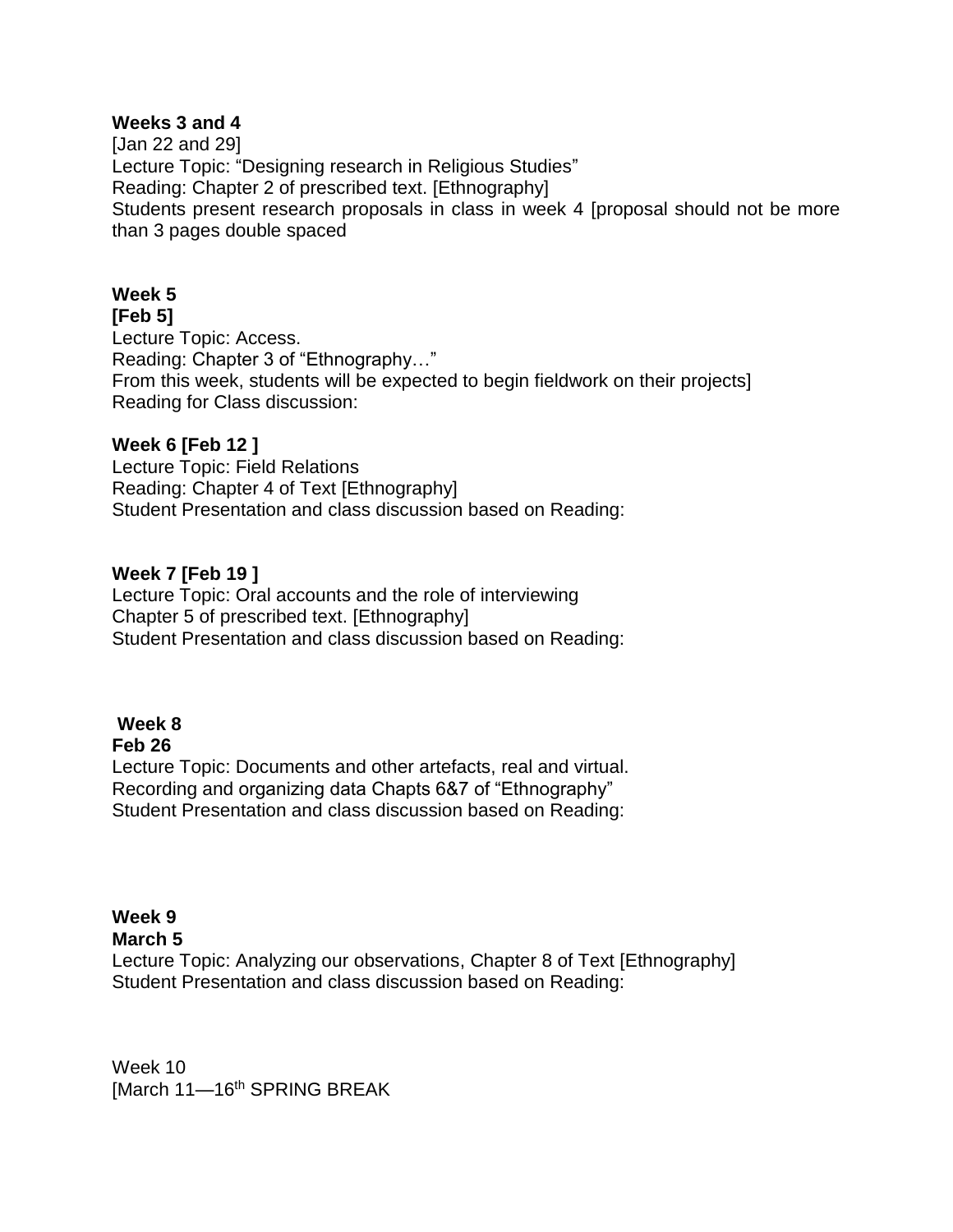**Weeks 3 and 4**
[Jan 22 and 29]
Lecture Topic: "Designing research in Religious Studies"
Reading: Chapter 2 of prescribed text. [Ethnography]
Students present research proposals in class in week 4 [proposal should not be more than 3 pages double spaced

**Week 5**
**[Feb 5]**
Lecture Topic: Access.
Reading: Chapter 3 of "Ethnography…"
From this week, students will be expected to begin fieldwork on their projects]
Reading for Class discussion:

**Week 6 [Feb 12 ]**
Lecture Topic: Field Relations
Reading: Chapter 4 of Text [Ethnography]
Student Presentation and class discussion based on Reading:

**Week 7 [Feb 19 ]**
Lecture Topic: Oral accounts and the role of interviewing
Chapter 5 of prescribed text. [Ethnography]
Student Presentation and class discussion based on Reading:

**Week 8**
**Feb 26**
Lecture Topic: Documents and other artefacts, real and virtual.
Recording and organizing data Chapts 6&7 of "Ethnography"
Student Presentation and class discussion based on Reading:

**Week 9**
**March 5**
Lecture Topic: Analyzing our observations, Chapter 8 of Text [Ethnography]
Student Presentation and class discussion based on Reading:

Week 10
[March 11—16th SPRING BREAK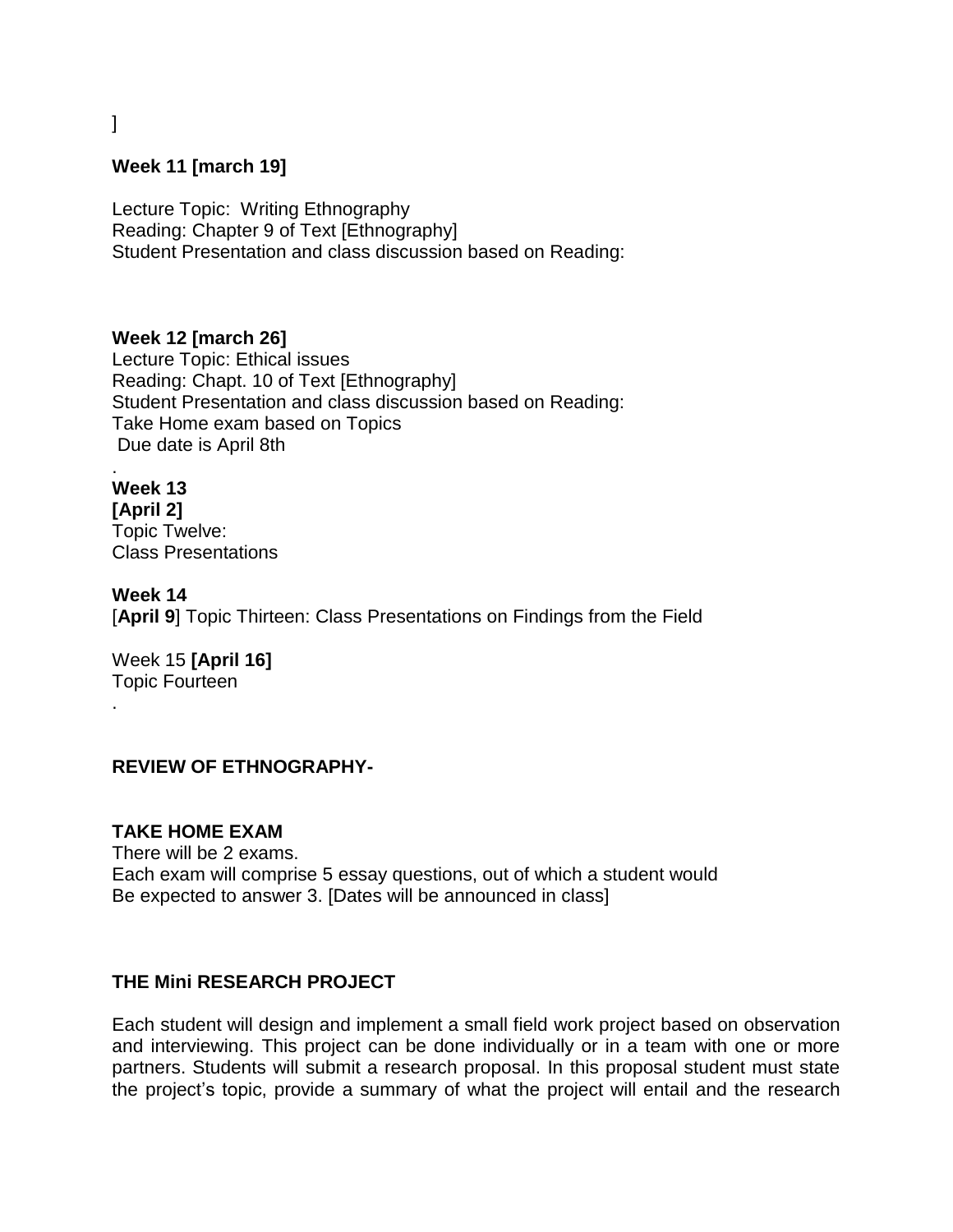]

**Week 11 [march 19]**

Lecture Topic: Writing Ethnography
Reading: Chapter 9 of Text [Ethnography]
Student Presentation and class discussion based on Reading:

**Week 12 [march 26]**
Lecture Topic: Ethical issues
Reading: Chapt. 10 of Text [Ethnography]
Student Presentation and class discussion based on Reading:
Take Home exam based on Topics
Due date is April 8th

.
**Week 13**
**[April 2]**
Topic Twelve:
Class Presentations

**Week 14**
[**April 9**] Topic Thirteen: Class Presentations on Findings from the Field

Week 15 **[April 16]**
Topic Fourteen
.

**REVIEW OF ETHNOGRAPHY-**

**TAKE HOME EXAM**
There will be 2 exams.
Each exam will comprise 5 essay questions, out of which a student would
Be expected to answer 3. [Dates will be announced in class]

**THE Mini RESEARCH PROJECT**

Each student will design and implement a small field work project based on observation and interviewing. This project can be done individually or in a team with one or more partners. Students will submit a research proposal. In this proposal student must state the project's topic, provide a summary of what the project will entail and the research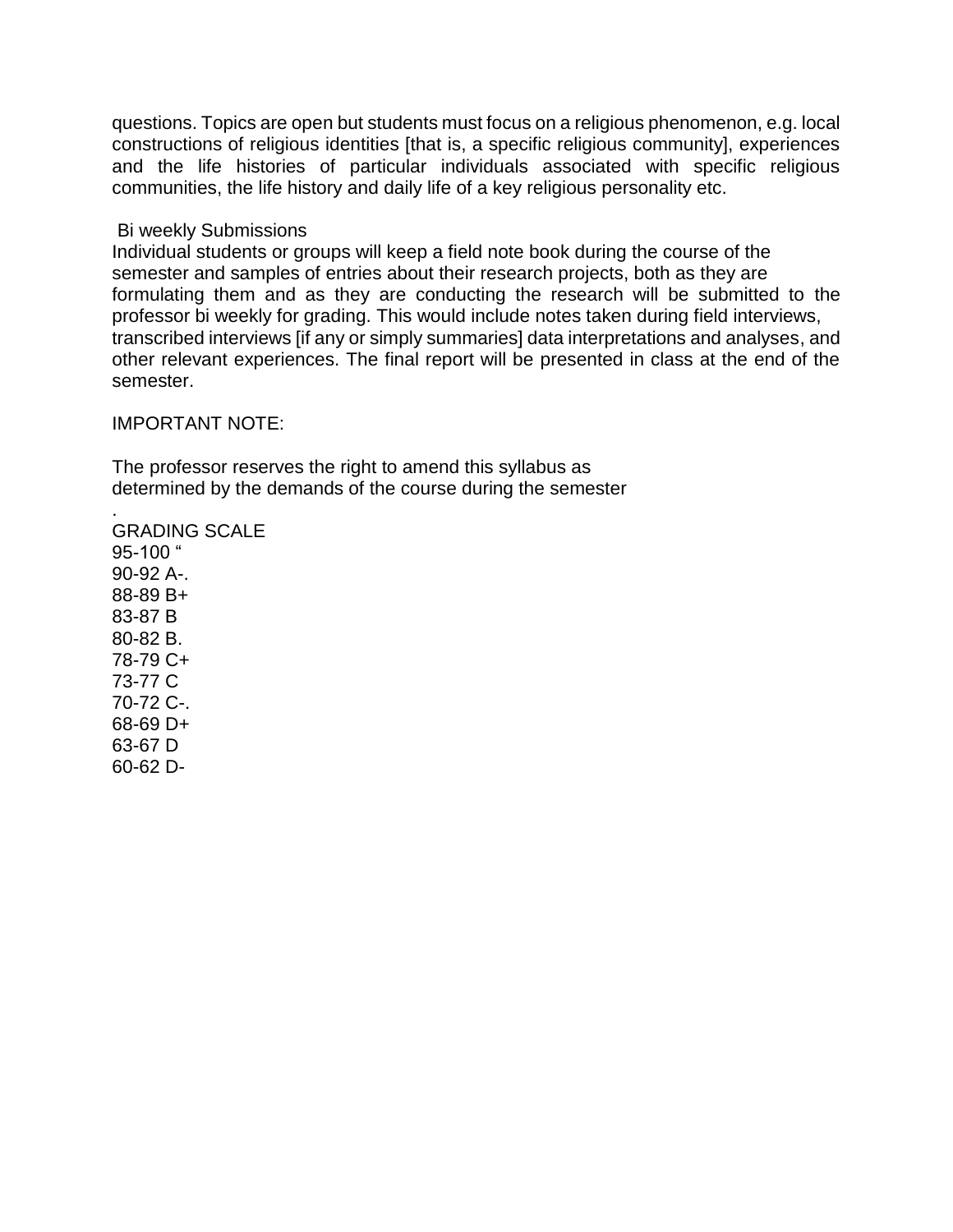questions. Topics are open but students must focus on a religious phenomenon, e.g. local constructions of religious identities [that is, a specific religious community], experiences and the life histories of particular individuals associated with specific religious communities, the life history and daily life of a key religious personality etc.

Bi weekly Submissions

Individual students or groups will keep a field note book during the course of the semester and samples of entries about their research projects, both as they are formulating them and as they are conducting the research will be submitted to the professor bi weekly for grading. This would include notes taken during field interviews, transcribed interviews [if any or simply summaries] data interpretations and analyses, and other relevant experiences. The final report will be presented in class at the end of the semester.

IMPORTANT NOTE:

The professor reserves the right to amend this syllabus as determined by the demands of the course during the semester

.

GRADING SCALE

95-100 “
90-92 A-.
88-89 B+
83-87 B
80-82 B.
78-79 C+
73-77 C
70-72 C-.
68-69 D+
63-67 D
60-62 D-